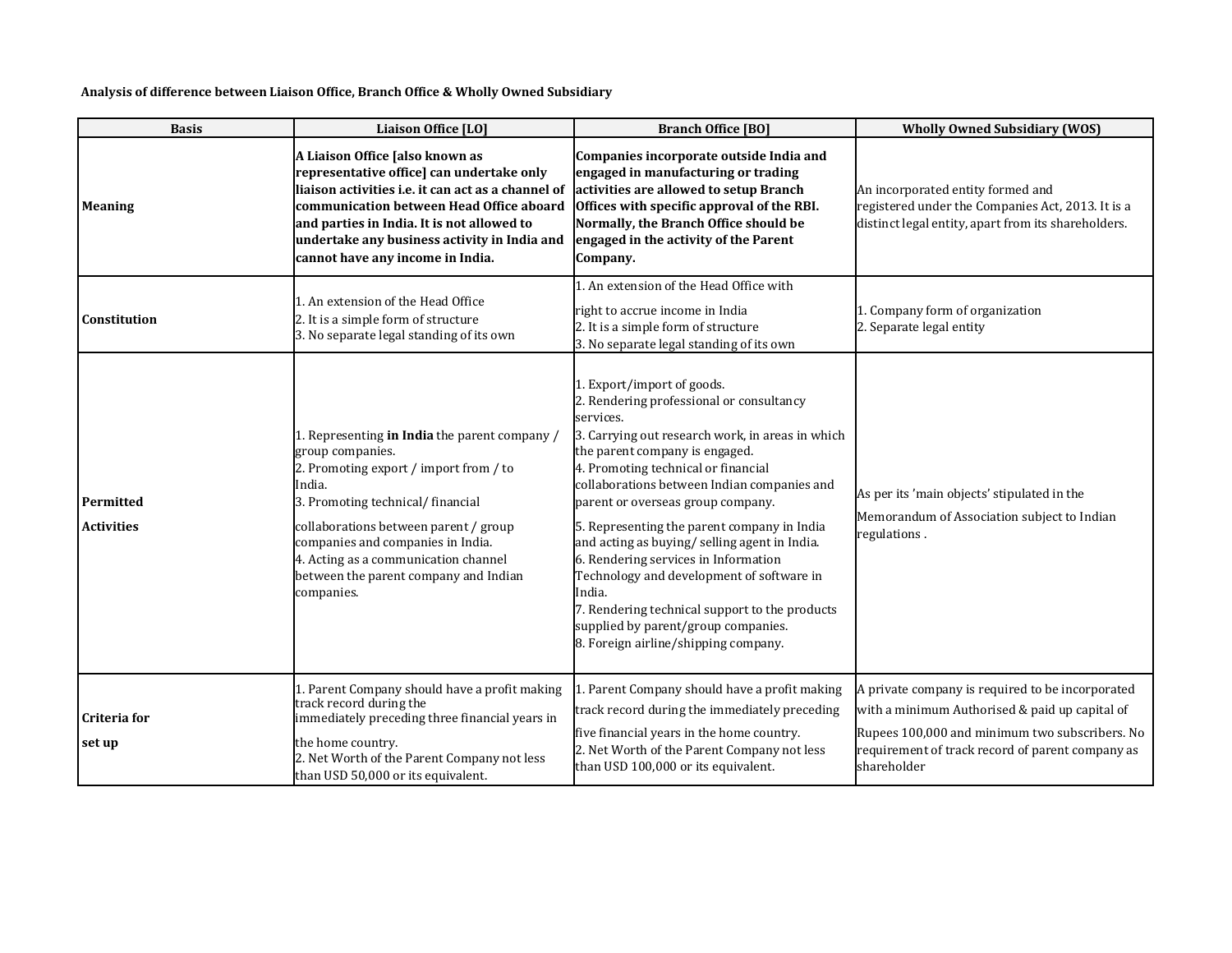**Analysis of difference between Liaison Office, Branch Office & Wholly Owned Subsidiary**

| Basis | Liaison Office [LO] | Branch Office [BO] | Wholly Owned Subsidiary (WOS) |
|---|---|---|---|
| Meaning | **A Liaison Office [also known as representative office] can undertake only liaison activities i.e. it can act as a channel of communication between Head Office aboard and parties in India. It is not allowed to undertake any business activity in India and cannot have any income in India.** | **Companies incorporate outside India and engaged in manufacturing or trading activities are allowed to setup Branch Offices with specific approval of the RBI. Normally, the Branch Office should be engaged in the activity of the Parent Company.** | An incorporated entity formed and registered under the Companies Act, 2013. It is a distinct legal entity, apart from its shareholders. |
| Constitution | 1. An extension of the Head Office<br>2. It is a simple form of structure<br>3. No separate legal standing of its own | 1. An extension of the Head Office with right to accrue income in India<br>2. It is a simple form of structure<br>3. No separate legal standing of its own | 1. Company form of organization<br>2. Separate legal entity |
| Permitted Activities | 1. Representing **in India** the parent company / group companies.<br>2. Promoting export / import from / to India.<br>3. Promoting technical/ financial collaborations between parent / group companies and companies in India.<br>4. Acting as a communication channel between the parent company and Indian companies. | 1. Export/import of goods.<br>2. Rendering professional or consultancy services.<br>3. Carrying out research work, in areas in which the parent company is engaged.<br>4. Promoting technical or financial collaborations between Indian companies and parent or overseas group company.<br>5. Representing the parent company in India and acting as buying/ selling agent in India.<br>6. Rendering services in Information Technology and development of software in India.<br>7. Rendering technical support to the products supplied by parent/group companies.<br>8. Foreign airline/shipping company. | As per its 'main objects' stipulated in the Memorandum of Association subject to Indian regulations . |
| Criteria for set up | 1. Parent Company should have a profit making track record during the immediately preceding three financial years in the home country.<br>2. Net Worth of the Parent Company not less than USD 50,000 or its equivalent. | 1. Parent Company should have a profit making track record during the immediately preceding five financial years in the home country.<br>2. Net Worth of the Parent Company not less than USD 100,000 or its equivalent. | A private company is required to be incorporated with a minimum Authorised & paid up capital of Rupees 100,000 and minimum two subscribers. No requirement of track record of parent company as shareholder |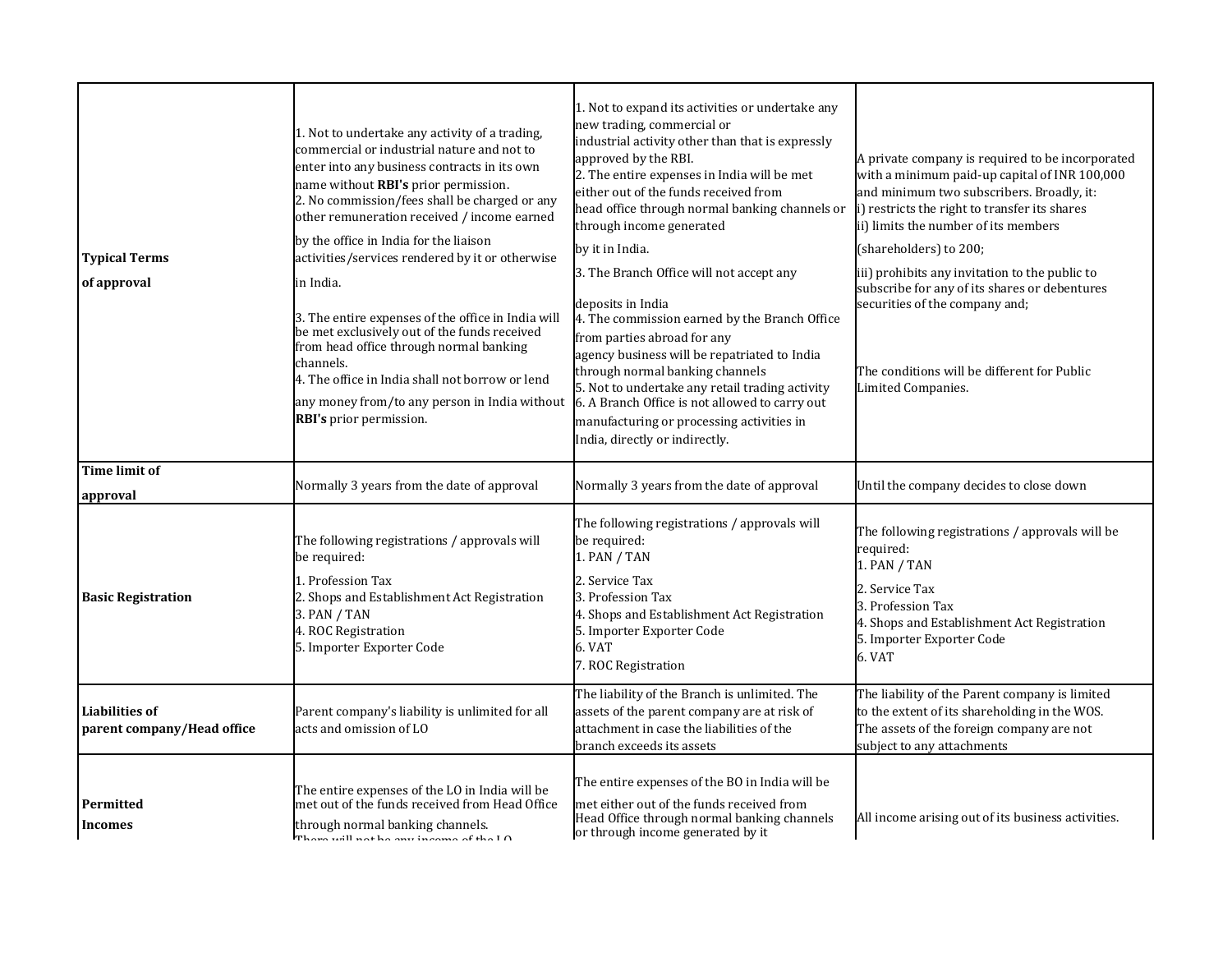| | | | |
|---|---|---|---|
| **Typical Terms of approval** | 1. Not to undertake any activity of a trading, commercial or industrial nature and not to enter into any business contracts in its own name without **RBI's** prior permission.<br>2. No commission/fees shall be charged or any other remuneration received / income earned by the office in India for the liaison activities/services rendered by it or otherwise in India.<br>3. The entire expenses of the office in India will be met exclusively out of the funds received from head office through normal banking channels.<br>4. The office in India shall not borrow or lend any money from/to any person in India without **RBI's** prior permission. | 1. Not to expand its activities or undertake any new trading, commercial or industrial activity other than that is expressly approved by the RBI.<br>2. The entire expenses in India will be met either out of the funds received from head office through normal banking channels or through income generated by it in India.<br>3. The Branch Office will not accept any deposits in India<br>4. The commission earned by the Branch Office from parties abroad for any agency business will be repatriated to India through normal banking channels<br>5. Not to undertake any retail trading activity<br>6. A Branch Office is not allowed to carry out manufacturing or processing activities in India, directly or indirectly. | A private company is required to be incorporated with a minimum paid-up capital of INR 100,000 and minimum two subscribers. Broadly, it:<br>i) restricts the right to transfer its shares<br>ii) limits the number of its members (shareholders) to 200;<br>iii) prohibits any invitation to the public to subscribe for any of its shares or debentures securities of the company and;<br><br>The conditions will be different for Public Limited Companies. |
| **Time limit of approval** | Normally 3 years from the date of approval | Normally 3 years from the date of approval | Until the company decides to close down |
| **Basic Registration** | The following registrations / approvals will be required:<br>1. Profession Tax<br>2. Shops and Establishment Act Registration<br>3. PAN / TAN<br>4. ROC Registration<br>5. Importer Exporter Code | The following registrations / approvals will be required:<br>1. PAN / TAN<br>2. Service Tax<br>3. Profession Tax<br>4. Shops and Establishment Act Registration<br>5. Importer Exporter Code<br>6. VAT<br>7. ROC Registration | The following registrations / approvals will be required:<br>1. PAN / TAN<br>2. Service Tax<br>3. Profession Tax<br>4. Shops and Establishment Act Registration<br>5. Importer Exporter Code<br>6. VAT |
| **Liabilities of parent company/Head office** | Parent company's liability is unlimited for all acts and omission of LO | The liability of the Branch is unlimited. The assets of the parent company are at risk of attachment in case the liabilities of the branch exceeds its assets | The liability of the Parent company is limited to the extent of its shareholding in the WOS. The assets of the foreign company are not subject to any attachments |
| **Permitted Incomes** | The entire expenses of the LO in India will be met out of the funds received from Head Office through normal banking channels.<br>There will not be any income of the LO | The entire expenses of the BO in India will be met either out of the funds received from Head Office through normal banking channels or through income generated by it | All income arising out of its business activities. |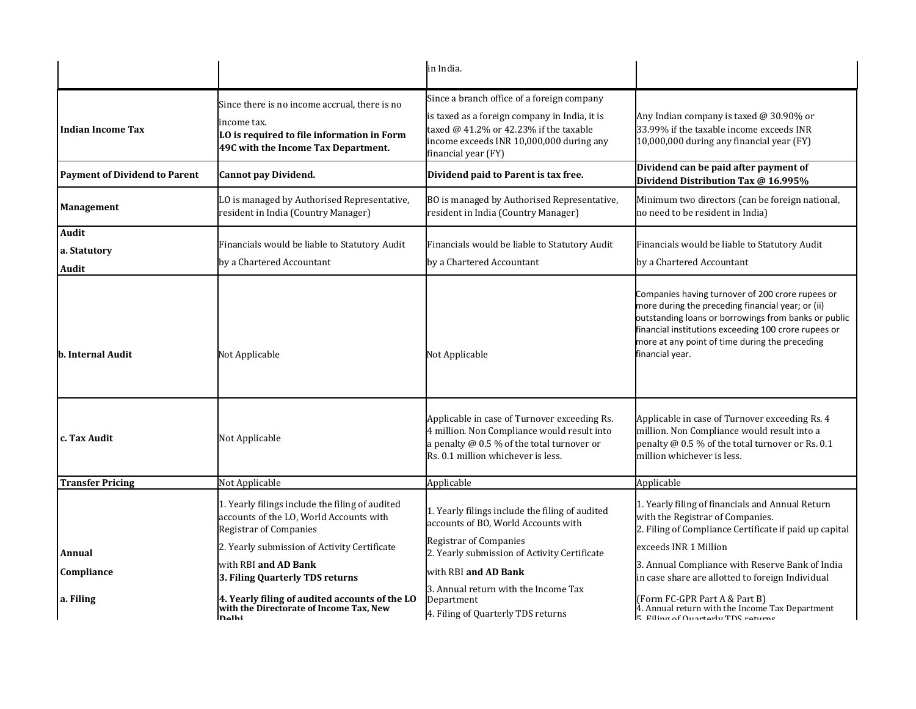| | | | |
|---|---|---|---|
| | | in India. | |
| **Indian Income Tax** | Since there is no income accrual, there is no income tax. **LO is required to file information in Form 49C with the Income Tax Department.** | Since a branch office of a foreign company is taxed as a foreign company in India, it is taxed @ 41.2% or 42.23% if the taxable income exceeds INR 10,000,000 during any financial year (FY) | Any Indian company is taxed @ 30.90% or 33.99% if the taxable income exceeds INR 10,000,000 during any financial year (FY) |
| **Payment of Dividend to Parent** | **Cannot pay Dividend.** | **Dividend paid to Parent is tax free.** | **Dividend can be paid after payment of Dividend Distribution Tax @ 16.995%** |
| **Management** | LO is managed by Authorised Representative, resident in India (Country Manager) | BO is managed by Authorised Representative, resident in India (Country Manager) | Minimum two directors (can be foreign national, no need to be resident in India) |
| **Audit** **a. Statutory Audit** | Financials would be liable to Statutory Audit by a Chartered Accountant | Financials would be liable to Statutory Audit by a Chartered Accountant | Financials would be liable to Statutory Audit by a Chartered Accountant |
| **b. Internal Audit** | Not Applicable | Not Applicable | Companies having turnover of 200 crore rupees or more during the preceding financial year; or (ii) outstanding loans or borrowings from banks or public financial institutions exceeding 100 crore rupees or more at any point of time during the preceding financial year. |
| **c. Tax Audit** | Not Applicable | Applicable in case of Turnover exceeding Rs. 4 million. Non Compliance would result into a penalty @ 0.5 % of the total turnover or Rs. 0.1 million whichever is less. | Applicable in case of Turnover exceeding Rs. 4 million. Non Compliance would result into a penalty @ 0.5 % of the total turnover or Rs. 0.1 million whichever is less. |
| **Transfer Pricing** | Not Applicable | Applicable | Applicable |
| **Annual Compliance** **a. Filing** | 1. Yearly filings include the filing of audited accounts of the LO, World Accounts with Registrar of Companies<br>2. Yearly submission of Activity Certificate with RBI **and AD Bank**<br>**3. Filing Quarterly TDS returns**<br>**4. Yearly filing of audited accounts of the LO with the Directorate of Income Tax, New Delhi** | 1. Yearly filings include the filing of audited accounts of BO, World Accounts with Registrar of Companies<br>2. Yearly submission of Activity Certificate with RBI **and AD Bank**<br>3. Annual return with the Income Tax Department<br>4. Filing of Quarterly TDS returns | 1. Yearly filing of financials and Annual Return with the Registrar of Companies.<br>2. Filing of Compliance Certificate if paid up capital exceeds INR 1 Million<br>3. Annual Compliance with Reserve Bank of India in case share are allotted to foreign Individual (Form FC-GPR Part A & Part B)<br>4. Annual return with the Income Tax Department<br>5. Filing of Quarterly TDS returns |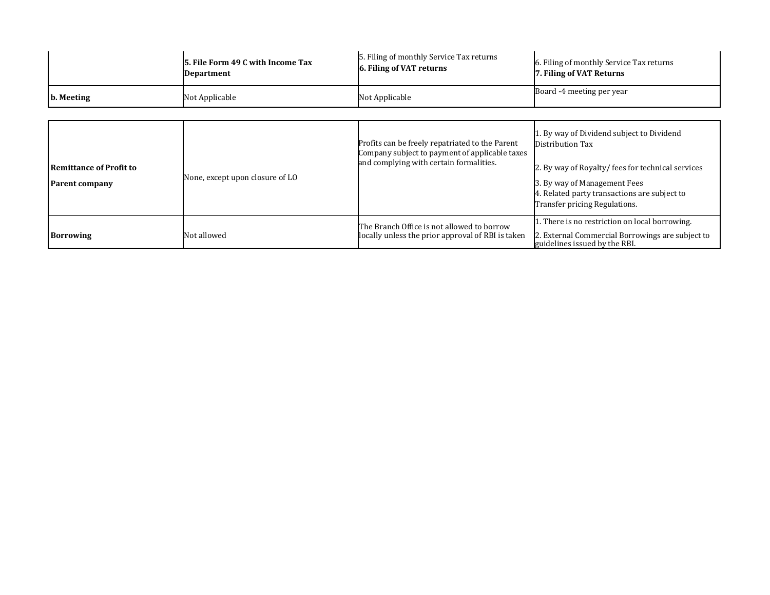| | | | |
|---|---|---|---|
| | **5. File Form 49 C with Income Tax Department** | 5. Filing of monthly Service Tax returns<br>**6. Filing of VAT returns** | 6. Filing of monthly Service Tax returns<br>**7. Filing of VAT Returns** |
| **b. Meeting** | Not Applicable | Not Applicable | Board -4 meeting per year |

| | | | |
|---|---|---|---|
| **Remittance of Profit to Parent company** | None, except upon closure of LO | Profits can be freely repatriated to the Parent Company subject to payment of applicable taxes and complying with certain formalities. | 1. By way of Dividend subject to Dividend Distribution Tax<br>2. By way of Royalty/ fees for technical services<br>3. By way of Management Fees<br>4. Related party transactions are subject to Transfer pricing Regulations. |
| **Borrowing** | Not allowed | The Branch Office is not allowed to borrow locally unless the prior approval of RBI is taken | 1. There is no restriction on local borrowing.<br>2. External Commercial Borrowings are subject to guidelines issued by the RBI. |